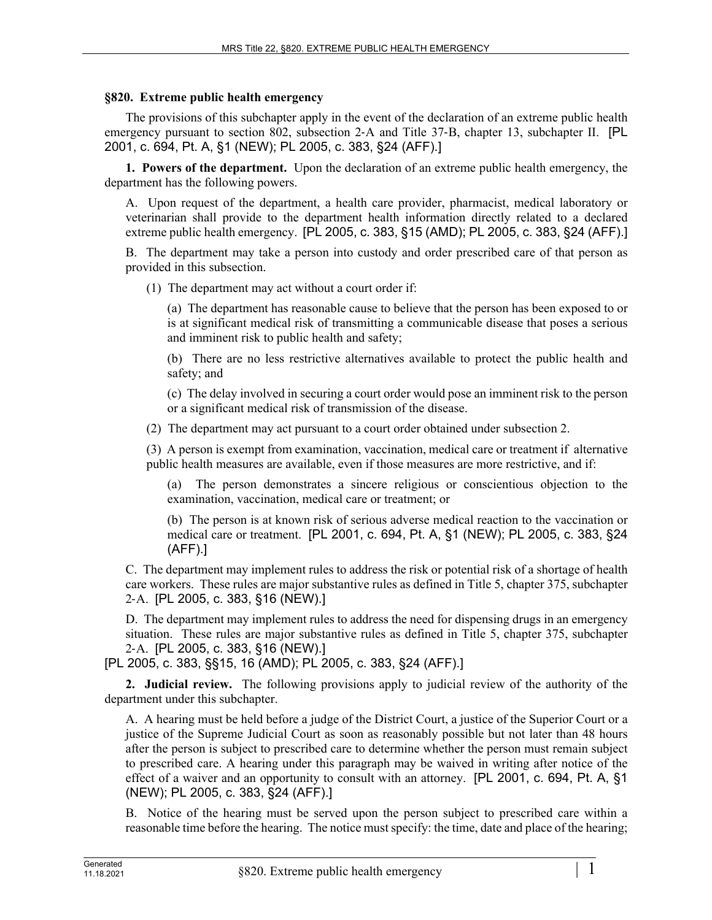**§820. Extreme public health emergency**

The provisions of this subchapter apply in the event of the declaration of an extreme public health emergency pursuant to section 802, subsection 2-A and Title 37-B, chapter 13, subchapter II. [PL 2001, c. 694, Pt. A, §1 (NEW); PL 2005, c. 383, §24 (AFF).]

**1. Powers of the department.** Upon the declaration of an extreme public health emergency, the department has the following powers.

A. Upon request of the department, a health care provider, pharmacist, medical laboratory or veterinarian shall provide to the department health information directly related to a declared extreme public health emergency. [PL 2005, c. 383, §15 (AMD); PL 2005, c. 383, §24 (AFF).]

B. The department may take a person into custody and order prescribed care of that person as provided in this subsection.

(1) The department may act without a court order if:

(a) The department has reasonable cause to believe that the person has been exposed to or is at significant medical risk of transmitting a communicable disease that poses a serious and imminent risk to public health and safety;

(b) There are no less restrictive alternatives available to protect the public health and safety; and

(c) The delay involved in securing a court order would pose an imminent risk to the person or a significant medical risk of transmission of the disease.

(2) The department may act pursuant to a court order obtained under subsection 2.

(3) A person is exempt from examination, vaccination, medical care or treatment if alternative public health measures are available, even if those measures are more restrictive, and if:

(a) The person demonstrates a sincere religious or conscientious objection to the examination, vaccination, medical care or treatment; or

(b) The person is at known risk of serious adverse medical reaction to the vaccination or medical care or treatment. [PL 2001, c. 694, Pt. A, §1 (NEW); PL 2005, c. 383, §24 (AFF).]

C. The department may implement rules to address the risk or potential risk of a shortage of health care workers. These rules are major substantive rules as defined in Title 5, chapter 375, subchapter 2-A. [PL 2005, c. 383, §16 (NEW).]

D. The department may implement rules to address the need for dispensing drugs in an emergency situation. These rules are major substantive rules as defined in Title 5, chapter 375, subchapter 2-A. [PL 2005, c. 383, §16 (NEW).]

[PL 2005, c. 383, §§15, 16 (AMD); PL 2005, c. 383, §24 (AFF).]

**2. Judicial review.** The following provisions apply to judicial review of the authority of the department under this subchapter.

A. A hearing must be held before a judge of the District Court, a justice of the Superior Court or a justice of the Supreme Judicial Court as soon as reasonably possible but not later than 48 hours after the person is subject to prescribed care to determine whether the person must remain subject to prescribed care. A hearing under this paragraph may be waived in writing after notice of the effect of a waiver and an opportunity to consult with an attorney. [PL 2001, c. 694, Pt. A, §1 (NEW); PL 2005, c. 383, §24 (AFF).]

B. Notice of the hearing must be served upon the person subject to prescribed care within a reasonable time before the hearing. The notice must specify: the time, date and place of the hearing;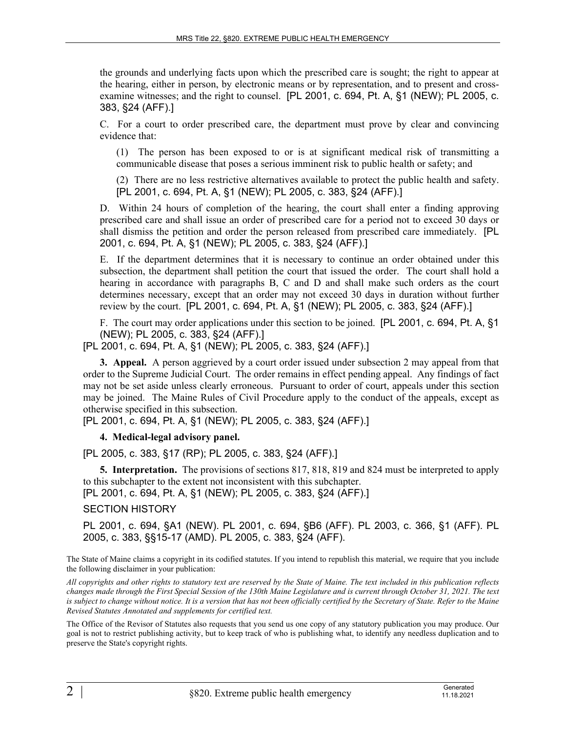the grounds and underlying facts upon which the prescribed care is sought; the right to appear at the hearing, either in person, by electronic means or by representation, and to present and cross-examine witnesses; and the right to counsel. [PL 2001, c. 694, Pt. A, §1 (NEW); PL 2005, c. 383, §24 (AFF).]

C. For a court to order prescribed care, the department must prove by clear and convincing evidence that:

(1) The person has been exposed to or is at significant medical risk of transmitting a communicable disease that poses a serious imminent risk to public health or safety; and

(2) There are no less restrictive alternatives available to protect the public health and safety. [PL 2001, c. 694, Pt. A, §1 (NEW); PL 2005, c. 383, §24 (AFF).]

D. Within 24 hours of completion of the hearing, the court shall enter a finding approving prescribed care and shall issue an order of prescribed care for a period not to exceed 30 days or shall dismiss the petition and order the person released from prescribed care immediately. [PL 2001, c. 694, Pt. A, §1 (NEW); PL 2005, c. 383, §24 (AFF).]

E. If the department determines that it is necessary to continue an order obtained under this subsection, the department shall petition the court that issued the order. The court shall hold a hearing in accordance with paragraphs B, C and D and shall make such orders as the court determines necessary, except that an order may not exceed 30 days in duration without further review by the court. [PL 2001, c. 694, Pt. A, §1 (NEW); PL 2005, c. 383, §24 (AFF).]

F. The court may order applications under this section to be joined. [PL 2001, c. 694, Pt. A, §1 (NEW); PL 2005, c. 383, §24 (AFF).]

[PL 2001, c. 694, Pt. A, §1 (NEW); PL 2005, c. 383, §24 (AFF).]

**3. Appeal.** A person aggrieved by a court order issued under subsection 2 may appeal from that order to the Supreme Judicial Court. The order remains in effect pending appeal. Any findings of fact may not be set aside unless clearly erroneous. Pursuant to order of court, appeals under this section may be joined. The Maine Rules of Civil Procedure apply to the conduct of the appeals, except as otherwise specified in this subsection.

[PL 2001, c. 694, Pt. A, §1 (NEW); PL 2005, c. 383, §24 (AFF).]

**4. Medical-legal advisory panel.**

[PL 2005, c. 383, §17 (RP); PL 2005, c. 383, §24 (AFF).]

**5. Interpretation.** The provisions of sections 817, 818, 819 and 824 must be interpreted to apply to this subchapter to the extent not inconsistent with this subchapter.

[PL 2001, c. 694, Pt. A, §1 (NEW); PL 2005, c. 383, §24 (AFF).]

SECTION HISTORY

PL 2001, c. 694, §A1 (NEW). PL 2001, c. 694, §B6 (AFF). PL 2003, c. 366, §1 (AFF). PL 2005, c. 383, §§15-17 (AMD). PL 2005, c. 383, §24 (AFF).

The State of Maine claims a copyright in its codified statutes. If you intend to republish this material, we require that you include the following disclaimer in your publication:

*All copyrights and other rights to statutory text are reserved by the State of Maine. The text included in this publication reflects changes made through the First Special Session of the 130th Maine Legislature and is current through October 31, 2021. The text is subject to change without notice. It is a version that has not been officially certified by the Secretary of State. Refer to the Maine Revised Statutes Annotated and supplements for certified text.*

The Office of the Revisor of Statutes also requests that you send us one copy of any statutory publication you may produce. Our goal is not to restrict publishing activity, but to keep track of who is publishing what, to identify any needless duplication and to preserve the State's copyright rights.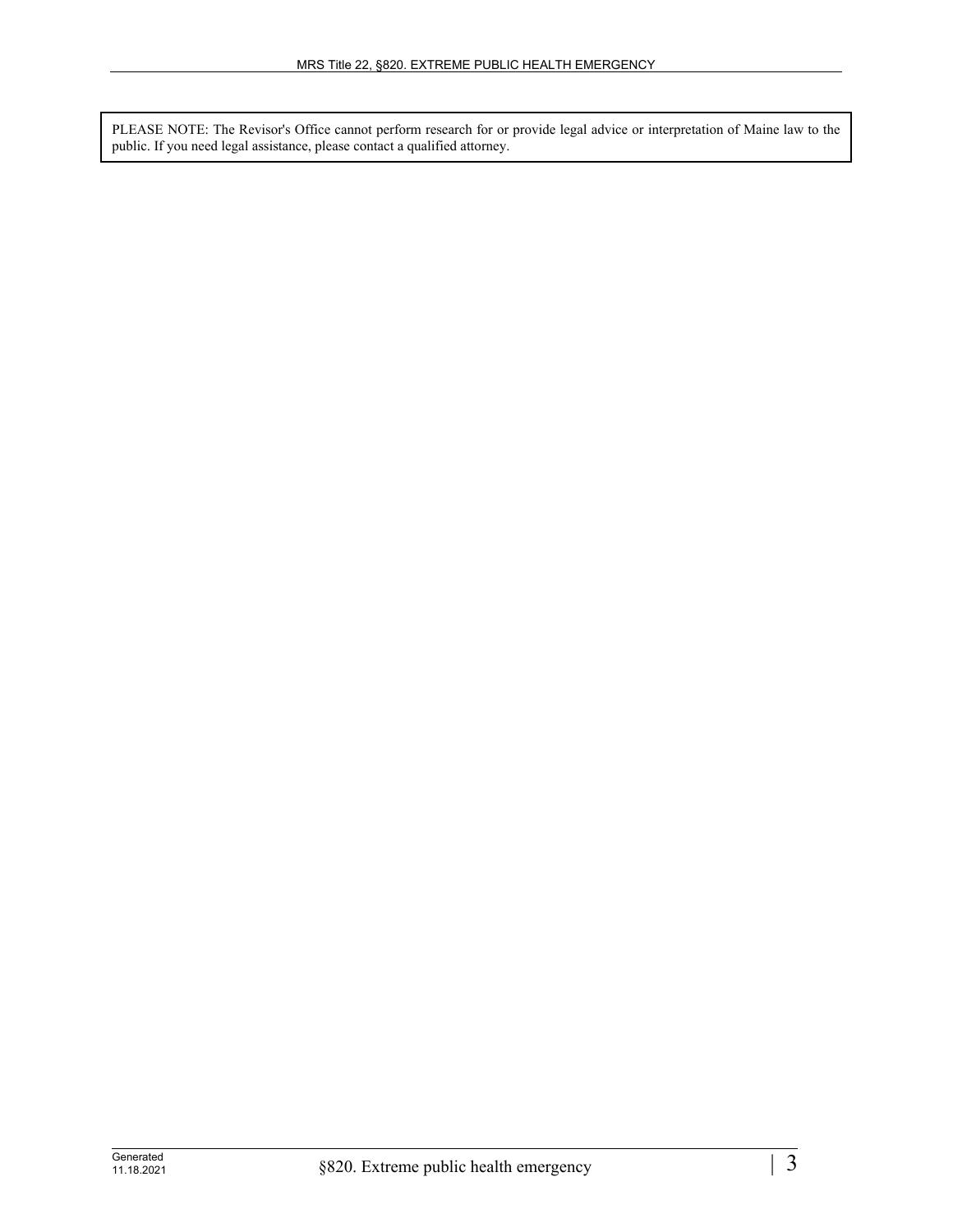PLEASE NOTE: The Revisor's Office cannot perform research for or provide legal advice or interpretation of Maine law to the public. If you need legal assistance, please contact a qualified attorney.